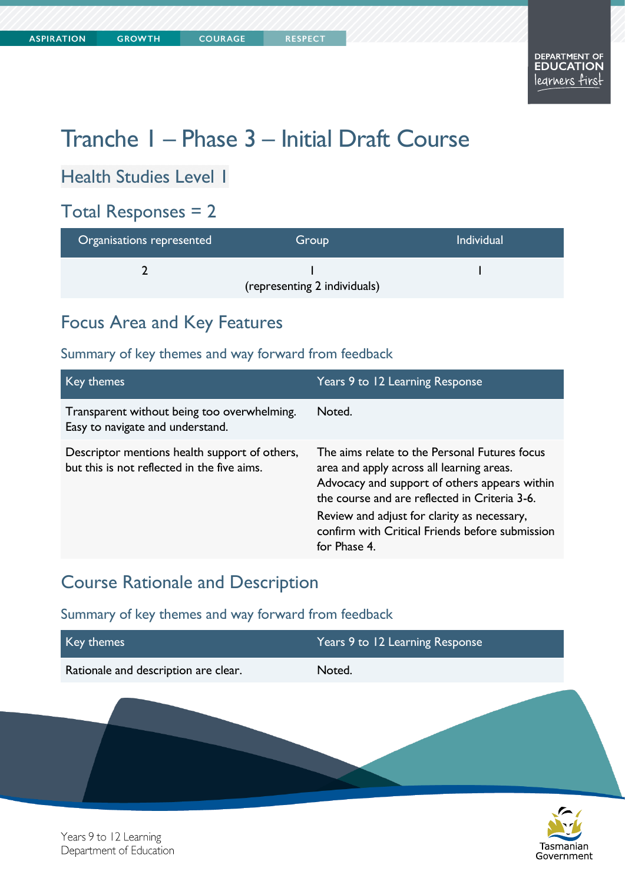# Tranche 1 – Phase 3 – Initial Draft Course

## Health Studies Level 1

## Total Responses = 2

| Organisations represented | Group | Individual |
|---|---|---|
| 2 | 1<br>(representing 2 individuals) | 1 |

## Focus Area and Key Features

### Summary of key themes and way forward from feedback

| Key themes | Years 9 to 12 Learning Response |
|---|---|
| Transparent without being too overwhelming. Easy to navigate and understand. | Noted. |
| Descriptor mentions health support of others, but this is not reflected in the five aims. | The aims relate to the Personal Futures focus area and apply across all learning areas. Advocacy and support of others appears within the course and are reflected in Criteria 3-6.<br>Review and adjust for clarity as necessary, confirm with Critical Friends before submission for Phase 4. |

## Course Rationale and Description

### Summary of key themes and way forward from feedback

| Key themes | Years 9 to 12 Learning Response |
|---|---|
| Rationale and description are clear. | Noted. |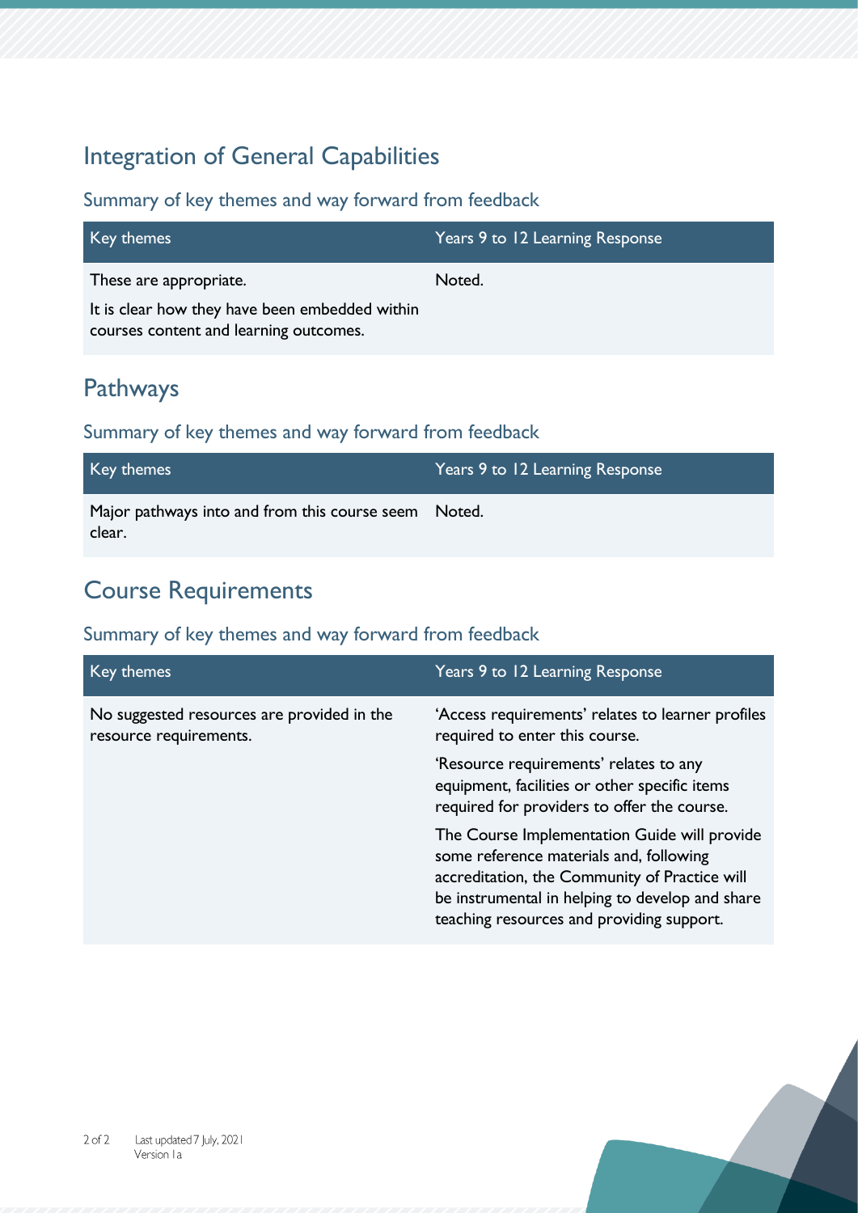## Integration of General Capabilities

### Summary of key themes and way forward from feedback

| Key themes | Years 9 to 12 Learning Response |
| --- | --- |
| These are appropriate.<br><br>It is clear how they have been embedded within courses content and learning outcomes. | Noted. |

## Pathways

### Summary of key themes and way forward from feedback

| Key themes | Years 9 to 12 Learning Response |
| --- | --- |
| Major pathways into and from this course seem clear. | Noted. |

## Course Requirements

### Summary of key themes and way forward from feedback

| Key themes | Years 9 to 12 Learning Response |
| --- | --- |
| No suggested resources are provided in the resource requirements. | 'Access requirements' relates to learner profiles required to enter this course.<br><br>'Resource requirements' relates to any equipment, facilities or other specific items required for providers to offer the course.<br><br>The Course Implementation Guide will provide some reference materials and, following accreditation, the Community of Practice will be instrumental in helping to develop and share teaching resources and providing support. |

Last updated 7 July, 2021
Version 1a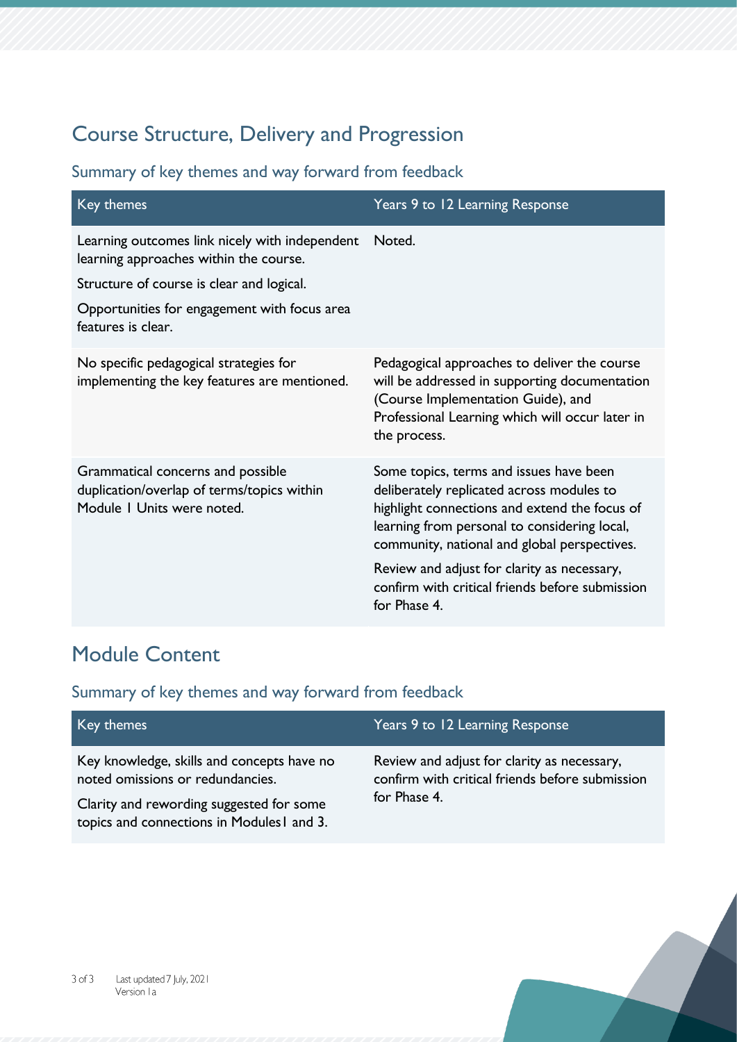## Course Structure, Delivery and Progression

### Summary of key themes and way forward from feedback

| Key themes | Years 9 to 12 Learning Response |
| --- | --- |
| Learning outcomes link nicely with independent learning approaches within the course.<br><br>Structure of course is clear and logical.<br><br>Opportunities for engagement with focus area features is clear. | Noted. |
| No specific pedagogical strategies for implementing the key features are mentioned. | Pedagogical approaches to deliver the course will be addressed in supporting documentation (Course Implementation Guide), and Professional Learning which will occur later in the process. |
| Grammatical concerns and possible duplication/overlap of terms/topics within Module 1 Units were noted. | Some topics, terms and issues have been deliberately replicated across modules to highlight connections and extend the focus of learning from personal to considering local, community, national and global perspectives.<br><br>Review and adjust for clarity as necessary, confirm with critical friends before submission for Phase 4. |

## Module Content

### Summary of key themes and way forward from feedback

| Key themes | Years 9 to 12 Learning Response |
| --- | --- |
| Key knowledge, skills and concepts have no noted omissions or redundancies.<br><br>Clarity and rewording suggested for some topics and connections in Modules1 and 3. | Review and adjust for clarity as necessary, confirm with critical friends before submission for Phase 4. |

Last updated 7 July, 2021
Version 1a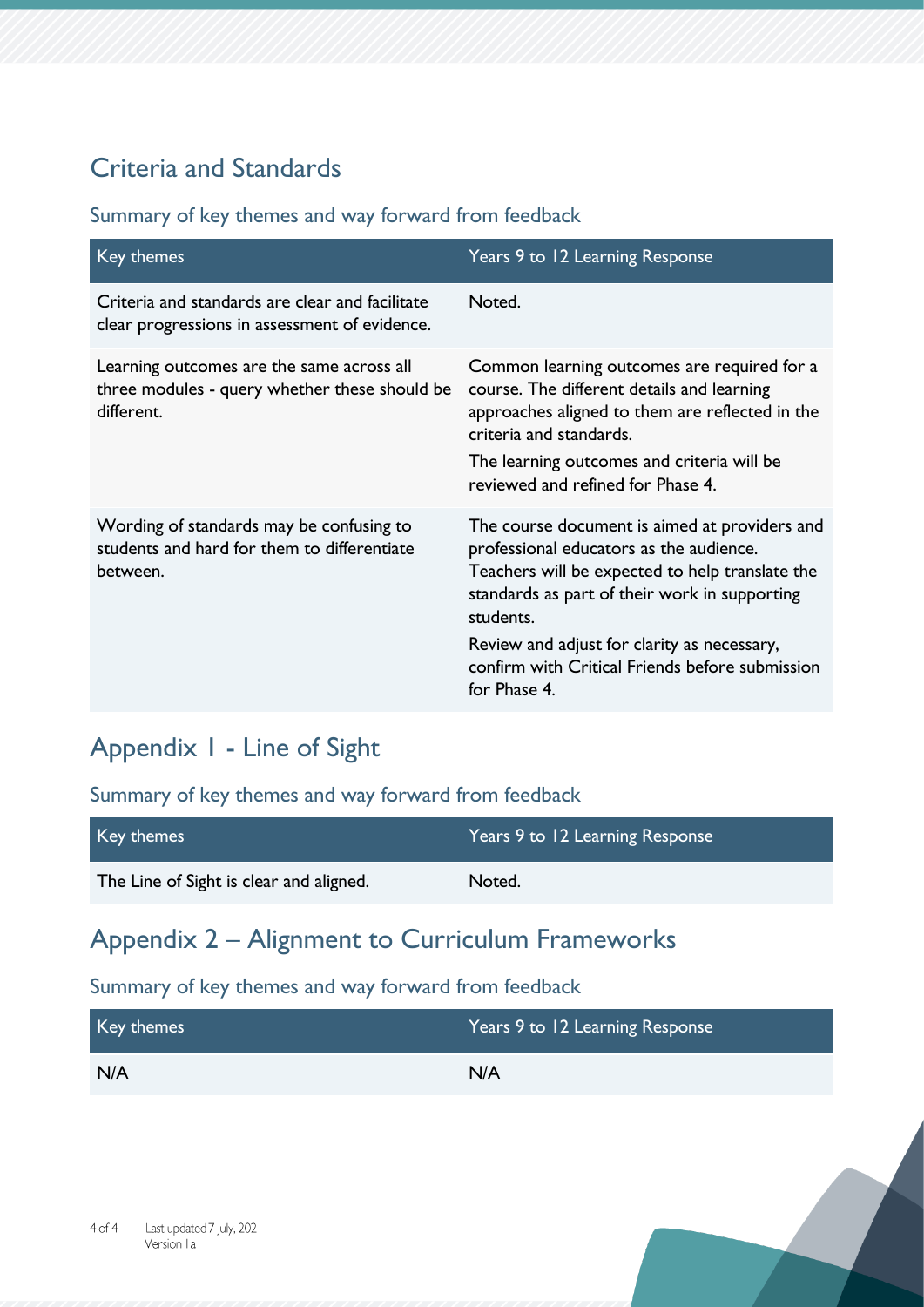## Criteria and Standards

### Summary of key themes and way forward from feedback

| Key themes | Years 9 to 12 Learning Response |
|---|---|
| Criteria and standards are clear and facilitate clear progressions in assessment of evidence. | Noted. |
| Learning outcomes are the same across all three modules - query whether these should be different. | Common learning outcomes are required for a course. The different details and learning approaches aligned to them are reflected in the criteria and standards.<br>The learning outcomes and criteria will be reviewed and refined for Phase 4. |
| Wording of standards may be confusing to students and hard for them to differentiate between. | The course document is aimed at providers and professional educators as the audience. Teachers will be expected to help translate the standards as part of their work in supporting students.<br>Review and adjust for clarity as necessary, confirm with Critical Friends before submission for Phase 4. |

## Appendix 1 - Line of Sight

### Summary of key themes and way forward from feedback

| Key themes | Years 9 to 12 Learning Response |
|---|---|
| The Line of Sight is clear and aligned. | Noted. |

## Appendix 2 – Alignment to Curriculum Frameworks

### Summary of key themes and way forward from feedback

| Key themes | Years 9 to 12 Learning Response |
|---|---|
| N/A | N/A |

Last updated 7 July, 2021
Version 1a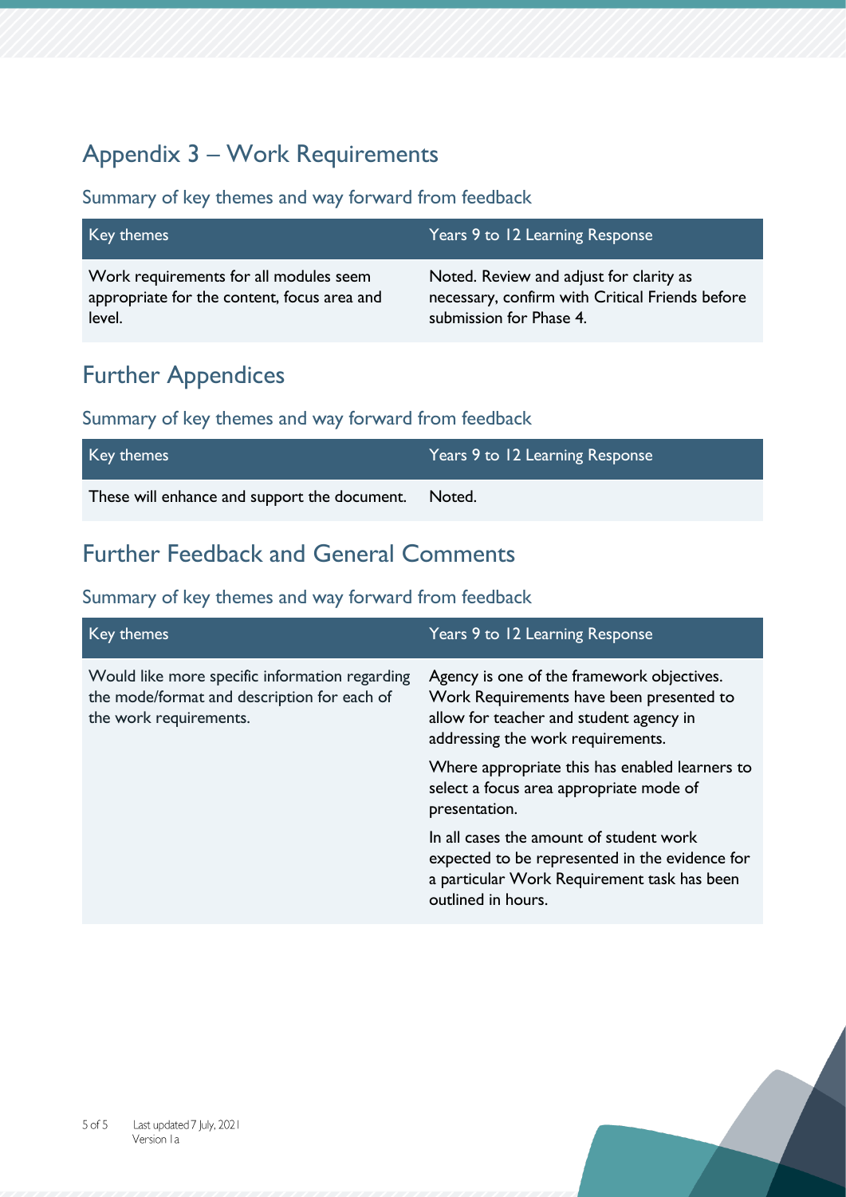## Appendix 3 – Work Requirements

### Summary of key themes and way forward from feedback

| Key themes | Years 9 to 12 Learning Response |
|---|---|
| Work requirements for all modules seem appropriate for the content, focus area and level. | Noted. Review and adjust for clarity as necessary, confirm with Critical Friends before submission for Phase 4. |

## Further Appendices

### Summary of key themes and way forward from feedback

| Key themes | Years 9 to 12 Learning Response |
|---|---|
| These will enhance and support the document. | Noted. |

## Further Feedback and General Comments

### Summary of key themes and way forward from feedback

| Key themes | Years 9 to 12 Learning Response |
|---|---|
| Would like more specific information regarding the mode/format and description for each of the work requirements. | Agency is one of the framework objectives. Work Requirements have been presented to allow for teacher and student agency in addressing the work requirements.<br><br>Where appropriate this has enabled learners to select a focus area appropriate mode of presentation.<br><br>In all cases the amount of student work expected to be represented in the evidence for a particular Work Requirement task has been outlined in hours. |

Last updated 7 July, 2021
Version 1a